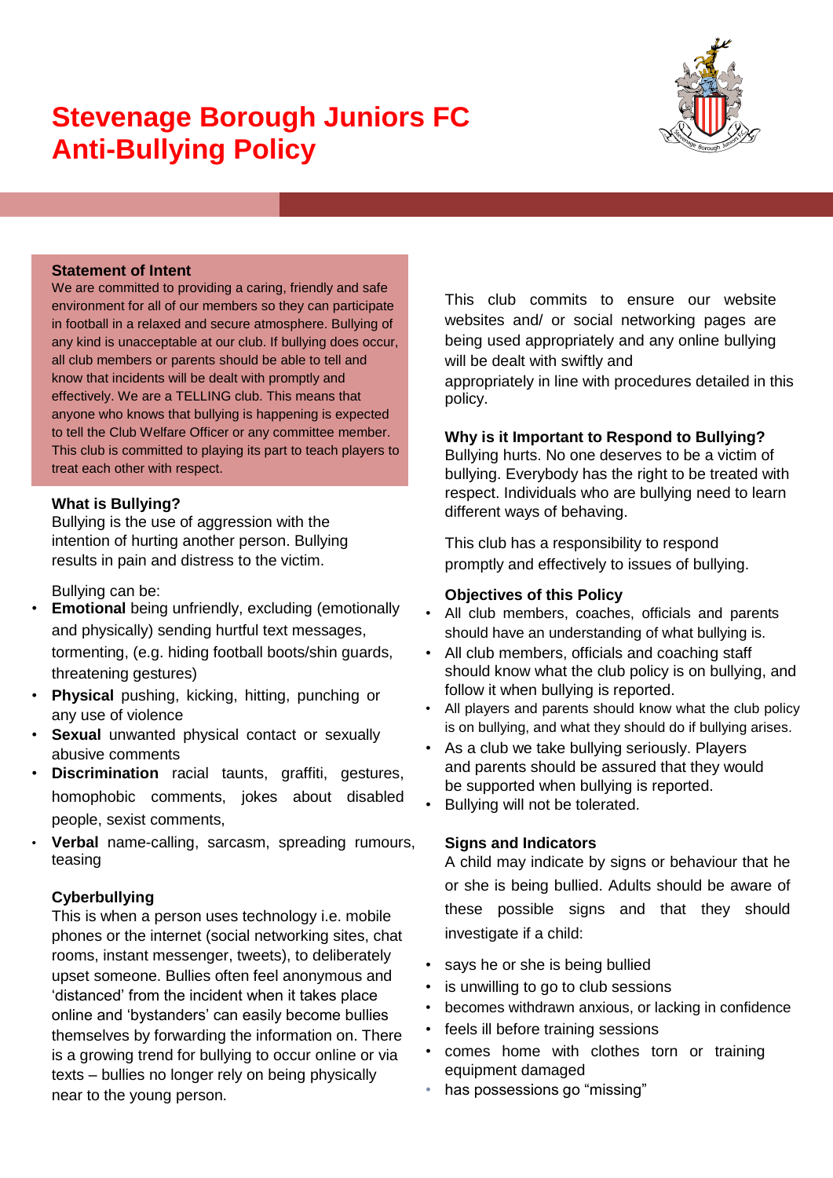# Stevenage Borough Juniors FC Anti-Bullying Policy

### Statement of Intent

We are committed to providing a caring, friendly and safe environment for all of our members so they can participate in football in a relaxed and secure atmosphere. Bullying of any kind is unacceptable at our club. If bullying does occur, all club members or parents should be able to tell and know that incidents will be dealt with promptly and effectively. We are a TELLING club. This means that anyone who knows that bullying is happening is expected to tell the Club Welfare Officer or any committee member. This club is committed to playing its part to teach players to treat each other with respect.

### What is Bullying?

Bullying is the use of aggression with the intention of hurting another person. Bullying results in pain and distress to the victim.

Bullying can be:

- **Emotional** being unfriendly, excluding (emotionally and physically) sending hurtful text messages, tormenting, (e.g. hiding football boots/shin guards, threatening gestures)
- **Physical** pushing, kicking, hitting, punching or any use of violence
- **Sexual** unwanted physical contact or sexually abusive comments
- **Discrimination** racial taunts, graffiti, gestures, homophobic comments, jokes about disabled people, sexist comments,
- **Verbal** name-calling, sarcasm, spreading rumours, teasing

### Cyberbullying

This is when a person uses technology i.e. mobile phones or the internet (social networking sites, chat rooms, instant messenger, tweets), to deliberately upset someone. Bullies often feel anonymous and 'distanced' from the incident when it takes place online and 'bystanders' can easily become bullies themselves by forwarding the information on. There is a growing trend for bullying to occur online or via texts – bullies no longer rely on being physically near to the young person.

This club commits to ensure our website websites and/ or social networking pages are being used appropriately and any online bullying will be dealt with swiftly and appropriately in line with procedures detailed in this policy.

### Why is it Important to Respond to Bullying?

Bullying hurts. No one deserves to be a victim of bullying. Everybody has the right to be treated with respect. Individuals who are bullying need to learn different ways of behaving.

This club has a responsibility to respond promptly and effectively to issues of bullying.

### Objectives of this Policy

- All club members, coaches, officials and parents should have an understanding of what bullying is.
- All club members, officials and coaching staff should know what the club policy is on bullying, and follow it when bullying is reported.
- All players and parents should know what the club policy is on bullying, and what they should do if bullying arises.
- As a club we take bullying seriously. Players and parents should be assured that they would be supported when bullying is reported.
- Bullying will not be tolerated.

### Signs and Indicators

A child may indicate by signs or behaviour that he or she is being bullied. Adults should be aware of these possible signs and that they should investigate if a child:

- says he or she is being bullied
- is unwilling to go to club sessions
- becomes withdrawn anxious, or lacking in confidence
- feels ill before training sessions
- comes home with clothes torn or training equipment damaged
- has possessions go "missing"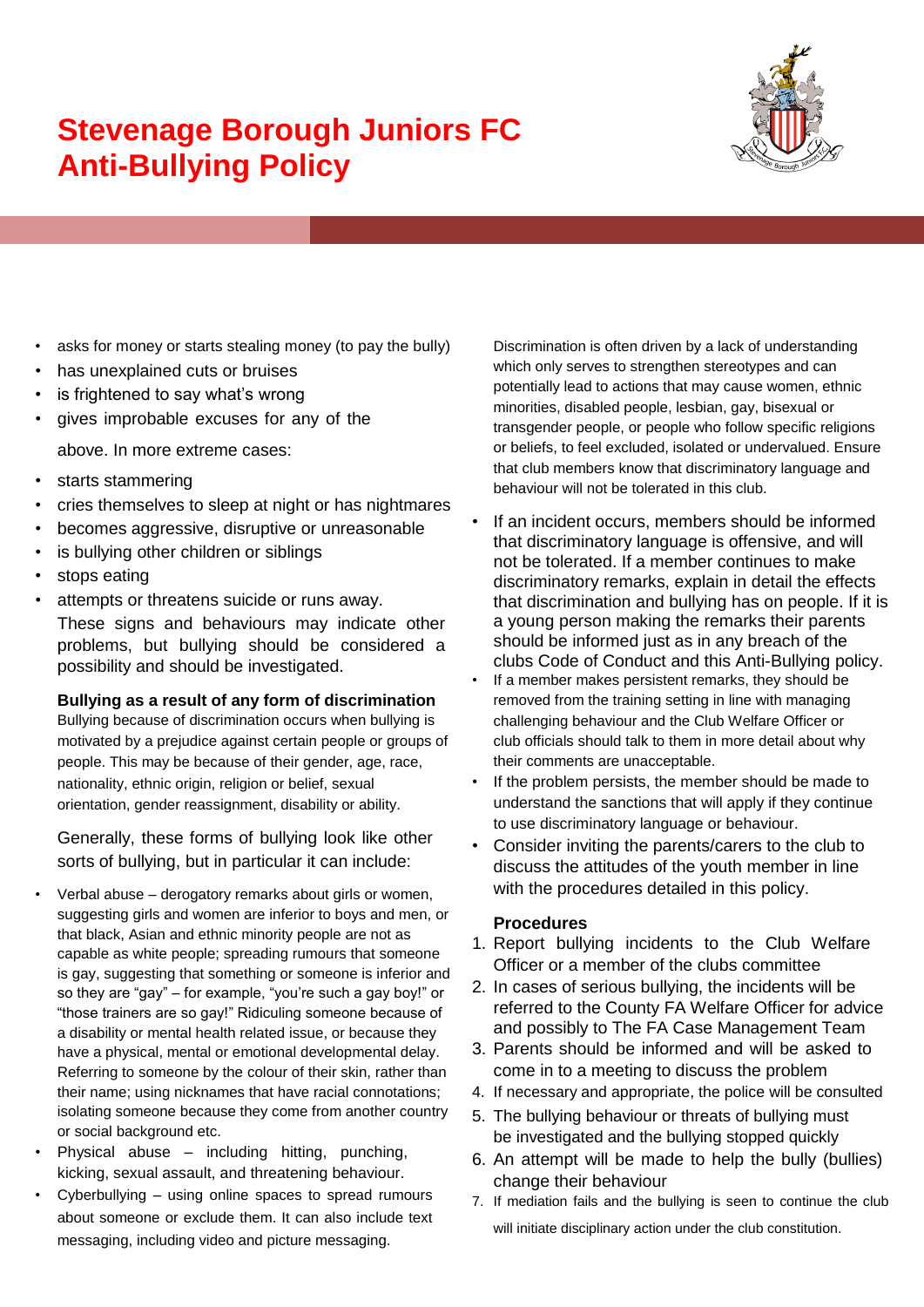# Stevenage Borough Juniors FC Anti-Bullying Policy

- asks for money or starts stealing money (to pay the bully)
- has unexplained cuts or bruises
- is frightened to say what's wrong
- gives improbable excuses for any of the above. In more extreme cases:
- starts stammering
- cries themselves to sleep at night or has nightmares
- becomes aggressive, disruptive or unreasonable
- is bullying other children or siblings
- stops eating
- attempts or threatens suicide or runs away.

These signs and behaviours may indicate other problems, but bullying should be considered a possibility and should be investigated.

**Bullying as a result of any form of discrimination**

Bullying because of discrimination occurs when bullying is motivated by a prejudice against certain people or groups of people. This may be because of their gender, age, race, nationality, ethnic origin, religion or belief, sexual orientation, gender reassignment, disability or ability.

Generally, these forms of bullying look like other sorts of bullying, but in particular it can include:

- Verbal abuse – derogatory remarks about girls or women, suggesting girls and women are inferior to boys and men, or that black, Asian and ethnic minority people are not as capable as white people; spreading rumours that someone is gay, suggesting that something or someone is inferior and so they are "gay" – for example, "you're such a gay boy!" or "those trainers are so gay!" Ridiculing someone because of a disability or mental health related issue, or because they have a physical, mental or emotional developmental delay. Referring to someone by the colour of their skin, rather than their name; using nicknames that have racial connotations; isolating someone because they come from another country or social background etc.
- Physical abuse – including hitting, punching, kicking, sexual assault, and threatening behaviour.
- Cyberbullying – using online spaces to spread rumours about someone or exclude them. It can also include text messaging, including video and picture messaging.

Discrimination is often driven by a lack of understanding which only serves to strengthen stereotypes and can potentially lead to actions that may cause women, ethnic minorities, disabled people, lesbian, gay, bisexual or transgender people, or people who follow specific religions or beliefs, to feel excluded, isolated or undervalued. Ensure that club members know that discriminatory language and behaviour will not be tolerated in this club.

- If an incident occurs, members should be informed that discriminatory language is offensive, and will not be tolerated. If a member continues to make discriminatory remarks, explain in detail the effects that discrimination and bullying has on people. If it is a young person making the remarks their parents should be informed just as in any breach of the clubs Code of Conduct and this Anti-Bullying policy.
- If a member makes persistent remarks, they should be removed from the training setting in line with managing challenging behaviour and the Club Welfare Officer or club officials should talk to them in more detail about why their comments are unacceptable.
- If the problem persists, the member should be made to understand the sanctions that will apply if they continue to use discriminatory language or behaviour.
- Consider inviting the parents/carers to the club to discuss the attitudes of the youth member in line with the procedures detailed in this policy.

**Procedures**

1. Report bullying incidents to the Club Welfare Officer or a member of the clubs committee
2. In cases of serious bullying, the incidents will be referred to the County FA Welfare Officer for advice and possibly to The FA Case Management Team
3. Parents should be informed and will be asked to come in to a meeting to discuss the problem
4. If necessary and appropriate, the police will be consulted
5. The bullying behaviour or threats of bullying must be investigated and the bullying stopped quickly
6. An attempt will be made to help the bully (bullies) change their behaviour
7. If mediation fails and the bullying is seen to continue the club will initiate disciplinary action under the club constitution.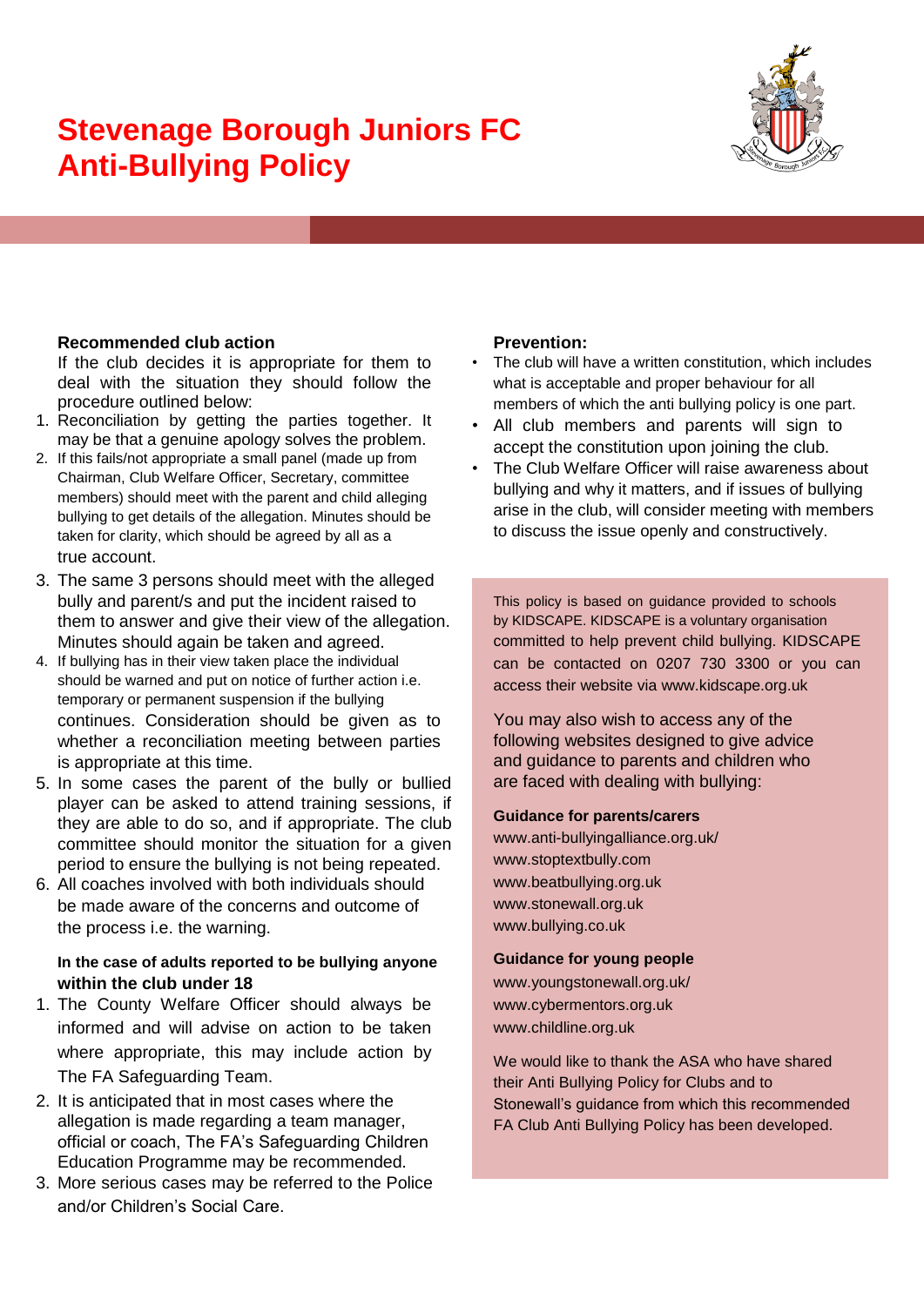# Stevenage Borough Juniors FC Anti-Bullying Policy

**Recommended club action**

If the club decides it is appropriate for them to deal with the situation they should follow the procedure outlined below:

1. Reconciliation by getting the parties together. It may be that a genuine apology solves the problem.
2. If this fails/not appropriate a small panel (made up from Chairman, Club Welfare Officer, Secretary, committee members) should meet with the parent and child alleging bullying to get details of the allegation. Minutes should be taken for clarity, which should be agreed by all as a true account.
3. The same 3 persons should meet with the alleged bully and parent/s and put the incident raised to them to answer and give their view of the allegation. Minutes should again be taken and agreed.
4. If bullying has in their view taken place the individual should be warned and put on notice of further action i.e. temporary or permanent suspension if the bullying continues. Consideration should be given as to whether a reconciliation meeting between parties is appropriate at this time.
5. In some cases the parent of the bully or bullied player can be asked to attend training sessions, if they are able to do so, and if appropriate. The club committee should monitor the situation for a given period to ensure the bullying is not being repeated.
6. All coaches involved with both individuals should be made aware of the concerns and outcome of the process i.e. the warning.

**In the case of adults reported to be bullying anyone within the club under 18**

1. The County Welfare Officer should always be informed and will advise on action to be taken where appropriate, this may include action by The FA Safeguarding Team.
2. It is anticipated that in most cases where the allegation is made regarding a team manager, official or coach, The FA's Safeguarding Children Education Programme may be recommended.
3. More serious cases may be referred to the Police and/or Children's Social Care.

**Prevention:**

- The club will have a written constitution, which includes what is acceptable and proper behaviour for all members of which the anti bullying policy is one part.
- All club members and parents will sign to accept the constitution upon joining the club.
- The Club Welfare Officer will raise awareness about bullying and why it matters, and if issues of bullying arise in the club, will consider meeting with members to discuss the issue openly and constructively.

This policy is based on guidance provided to schools by KIDSCAPE. KIDSCAPE is a voluntary organisation committed to help prevent child bullying. KIDSCAPE can be contacted on 0207 730 3300 or you can access their website via www.kidscape.org.uk

You may also wish to access any of the following websites designed to give advice and guidance to parents and children who are faced with dealing with bullying:

**Guidance for parents/carers**

www.anti-bullyingalliance.org.uk/
www.stoptextbully.com
www.beatbullying.org.uk
www.stonewall.org.uk
www.bullying.co.uk

**Guidance for young people**

www.youngstonewall.org.uk/
www.cybermentors.org.uk
www.childline.org.uk

We would like to thank the ASA who have shared their Anti Bullying Policy for Clubs and to Stonewall's guidance from which this recommended FA Club Anti Bullying Policy has been developed.